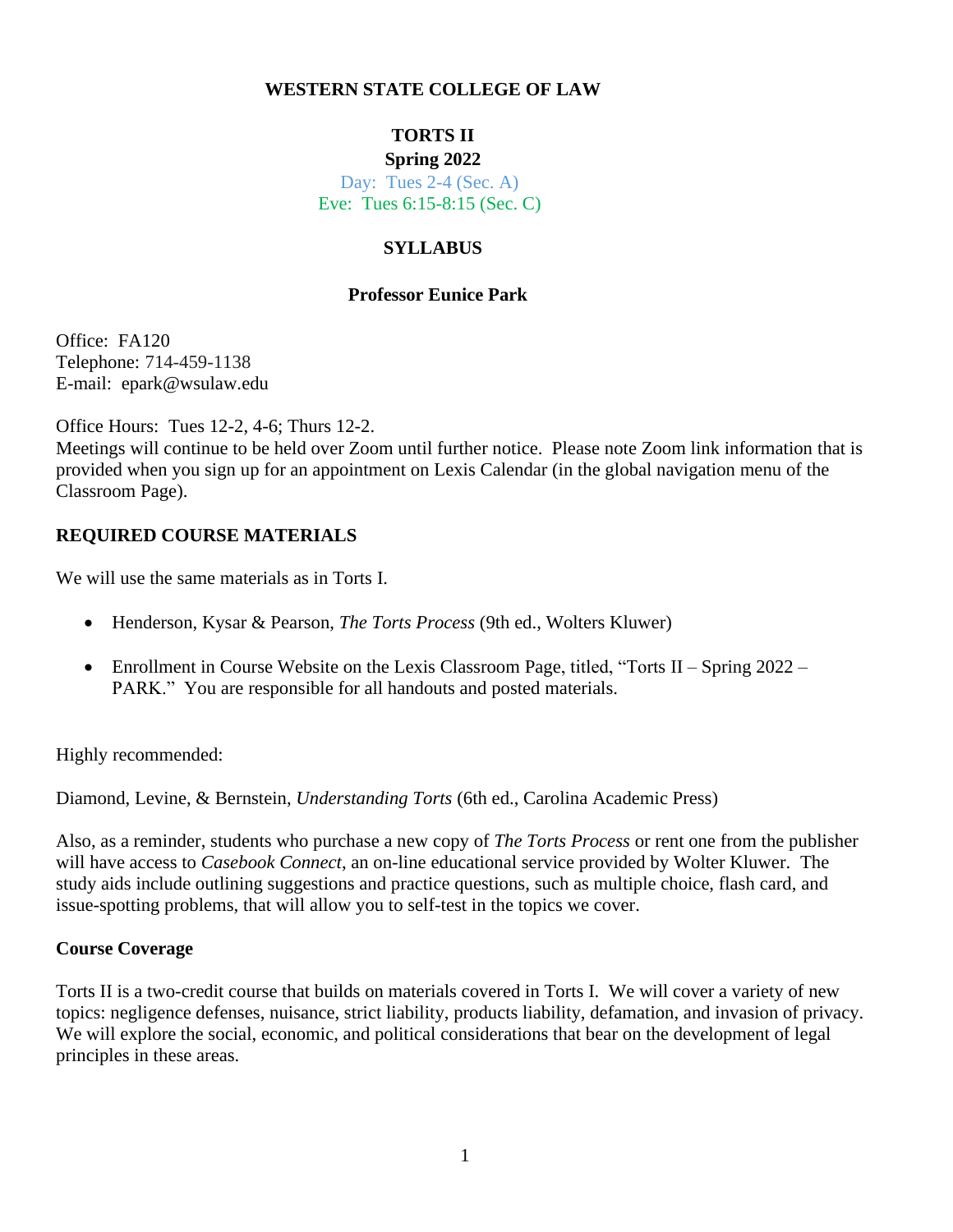**WESTERN STATE COLLEGE OF LAW**

**TORTS II**

**Spring 2022**

Day: Tues 2-4 (Sec. A)

Eve: Tues 6:15-8:15 (Sec. C)

**SYLLABUS**

**Professor Eunice Park**

Office: FA120
Telephone: 714-459-1138
E-mail: epark@wsulaw.edu

Office Hours: Tues 12-2, 4-6; Thurs 12-2.
Meetings will continue to be held over Zoom until further notice. Please note Zoom link information that is provided when you sign up for an appointment on Lexis Calendar (in the global navigation menu of the Classroom Page).

## REQUIRED COURSE MATERIALS

We will use the same materials as in Torts I.

- Henderson, Kysar & Pearson, *The Torts Process* (9th ed., Wolters Kluwer)
- Enrollment in Course Website on the Lexis Classroom Page, titled, "Torts II – Spring 2022 – PARK." You are responsible for all handouts and posted materials.

Highly recommended:

Diamond, Levine, & Bernstein, *Understanding Torts* (6th ed., Carolina Academic Press)

Also, as a reminder, students who purchase a new copy of *The Torts Process* or rent one from the publisher will have access to *Casebook Connect*, an on-line educational service provided by Wolter Kluwer. The study aids include outlining suggestions and practice questions, such as multiple choice, flash card, and issue-spotting problems, that will allow you to self-test in the topics we cover.

### Course Coverage

Torts II is a two-credit course that builds on materials covered in Torts I. We will cover a variety of new topics: negligence defenses, nuisance, strict liability, products liability, defamation, and invasion of privacy. We will explore the social, economic, and political considerations that bear on the development of legal principles in these areas.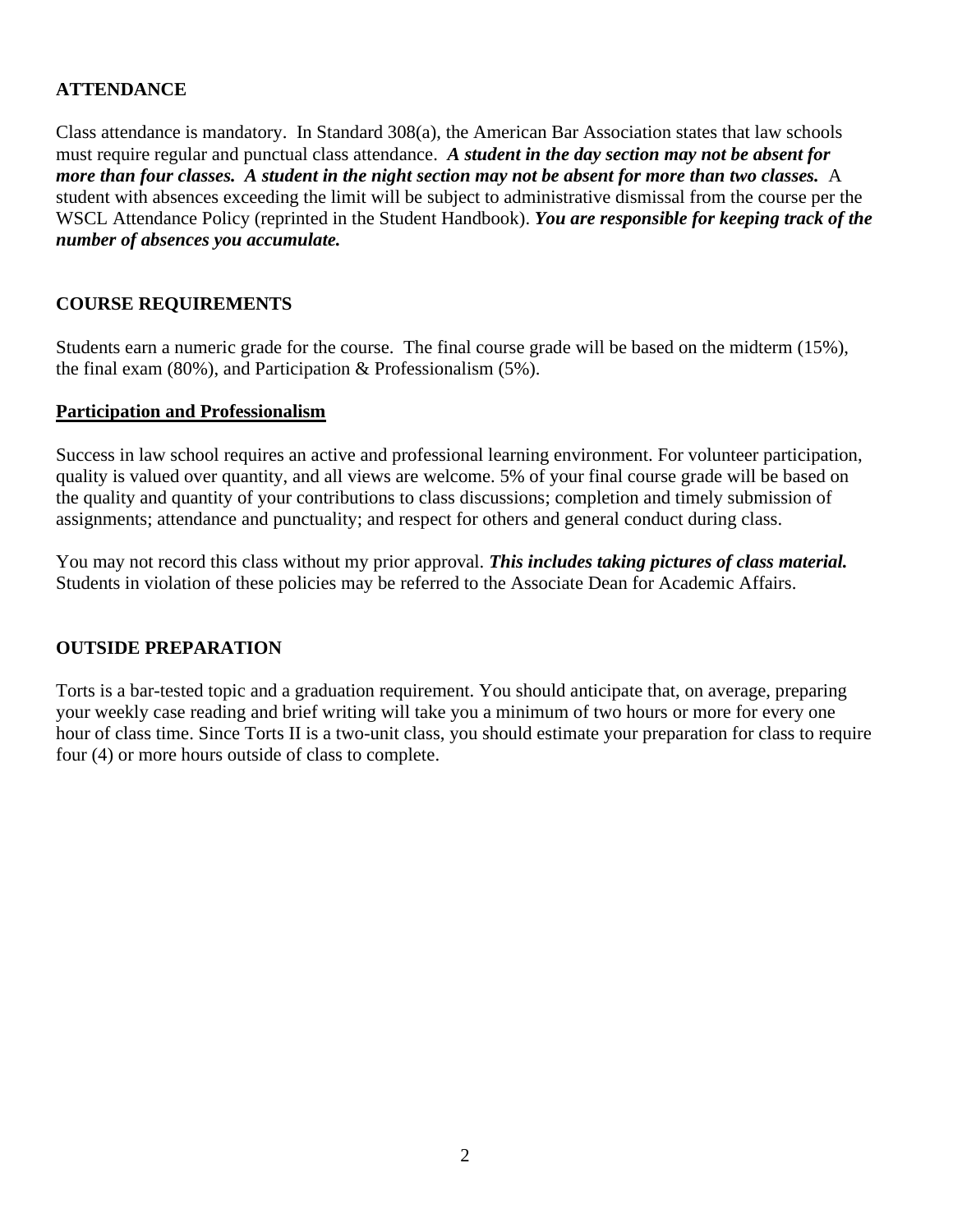## ATTENDANCE

Class attendance is mandatory. In Standard 308(a), the American Bar Association states that law schools must require regular and punctual class attendance. ***A student in the day section may not be absent for more than four classes. A student in the night section may not be absent for more than two classes.*** A student with absences exceeding the limit will be subject to administrative dismissal from the course per the WSCL Attendance Policy (reprinted in the Student Handbook). ***You are responsible for keeping track of the number of absences you accumulate.***

## COURSE REQUIREMENTS

Students earn a numeric grade for the course. The final course grade will be based on the midterm (15%), the final exam (80%), and Participation & Professionalism (5%).

### Participation and Professionalism

Success in law school requires an active and professional learning environment. For volunteer participation, quality is valued over quantity, and all views are welcome. 5% of your final course grade will be based on the quality and quantity of your contributions to class discussions; completion and timely submission of assignments; attendance and punctuality; and respect for others and general conduct during class.

You may not record this class without my prior approval. ***This includes taking pictures of class material.*** Students in violation of these policies may be referred to the Associate Dean for Academic Affairs.

## OUTSIDE PREPARATION

Torts is a bar-tested topic and a graduation requirement. You should anticipate that, on average, preparing your weekly case reading and brief writing will take you a minimum of two hours or more for every one hour of class time. Since Torts II is a two-unit class, you should estimate your preparation for class to require four (4) or more hours outside of class to complete.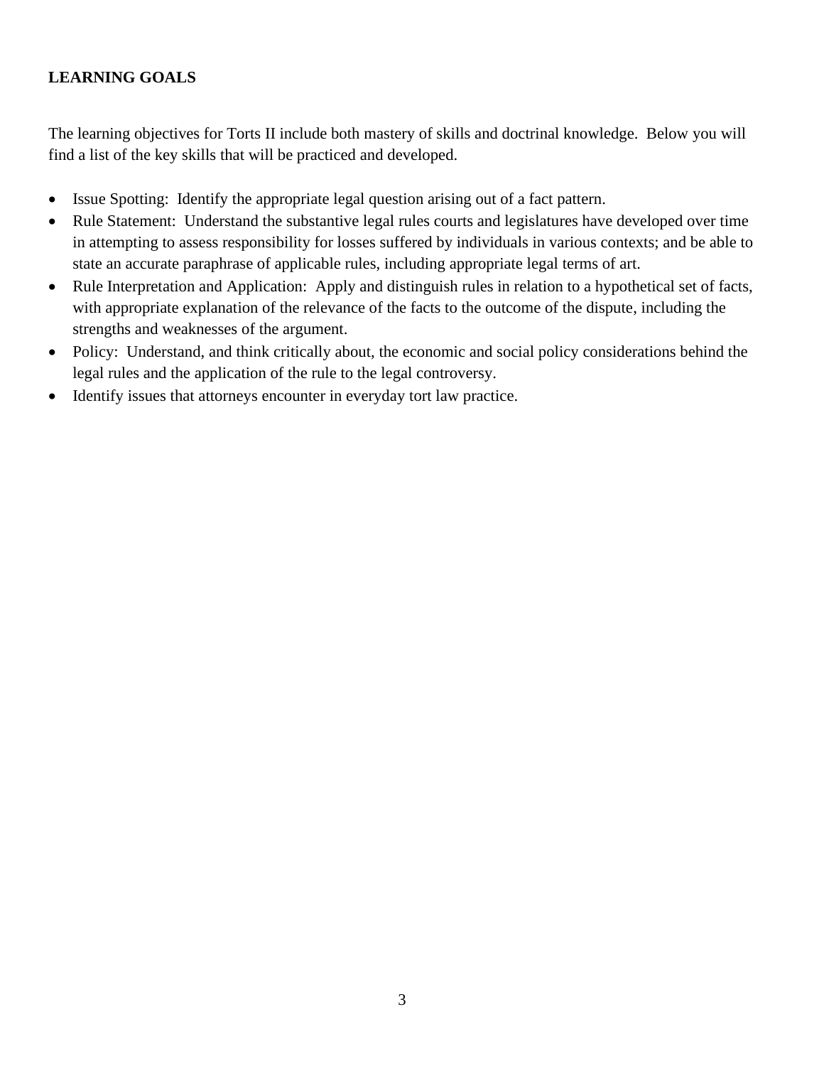**LEARNING GOALS**

The learning objectives for Torts II include both mastery of skills and doctrinal knowledge. Below you will find a list of the key skills that will be practiced and developed.

- Issue Spotting: Identify the appropriate legal question arising out of a fact pattern.
- Rule Statement: Understand the substantive legal rules courts and legislatures have developed over time in attempting to assess responsibility for losses suffered by individuals in various contexts; and be able to state an accurate paraphrase of applicable rules, including appropriate legal terms of art.
- Rule Interpretation and Application: Apply and distinguish rules in relation to a hypothetical set of facts, with appropriate explanation of the relevance of the facts to the outcome of the dispute, including the strengths and weaknesses of the argument.
- Policy: Understand, and think critically about, the economic and social policy considerations behind the legal rules and the application of the rule to the legal controversy.
- Identify issues that attorneys encounter in everyday tort law practice.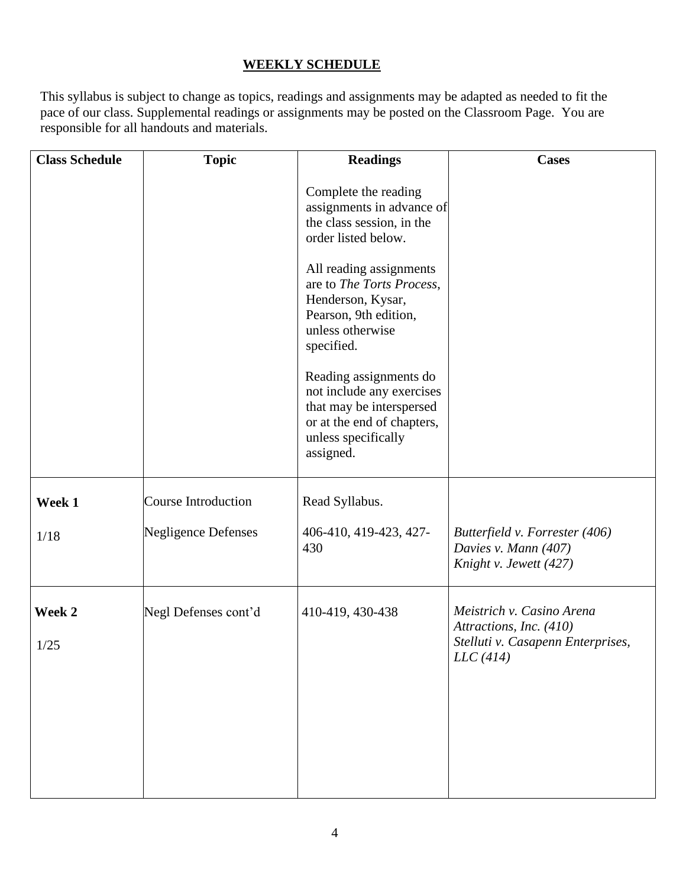## WEEKLY SCHEDULE

This syllabus is subject to change as topics, readings and assignments may be adapted as needed to fit the pace of our class. Supplemental readings or assignments may be posted on the Classroom Page. You are responsible for all handouts and materials.

| Class Schedule | Topic | Readings | Cases |
|---|---|---|---|
| | | Complete the reading assignments in advance of the class session, in the order listed below.<br><br>All reading assignments are to *The Torts Process*, Henderson, Kysar, Pearson, 9th edition, unless otherwise specified.<br><br>Reading assignments do not include any exercises that may be interspersed or at the end of chapters, unless specifically assigned. | |
| **Week 1**<br><br>1/18 | Course Introduction<br><br>Negligence Defenses | Read Syllabus.<br><br>406-410, 419-423, 427-430 | <br><br>*Butterfield v. Forrester (406)*<br>*Davies v. Mann (407)*<br>*Knight v. Jewett (427)* |
| **Week 2**<br><br>1/25 | Negl Defenses cont'd | 410-419, 430-438 | *Meistrich v. Casino Arena Attractions, Inc. (410)*<br>*Stelluti v. Casapenn Enterprises, LLC (414)* |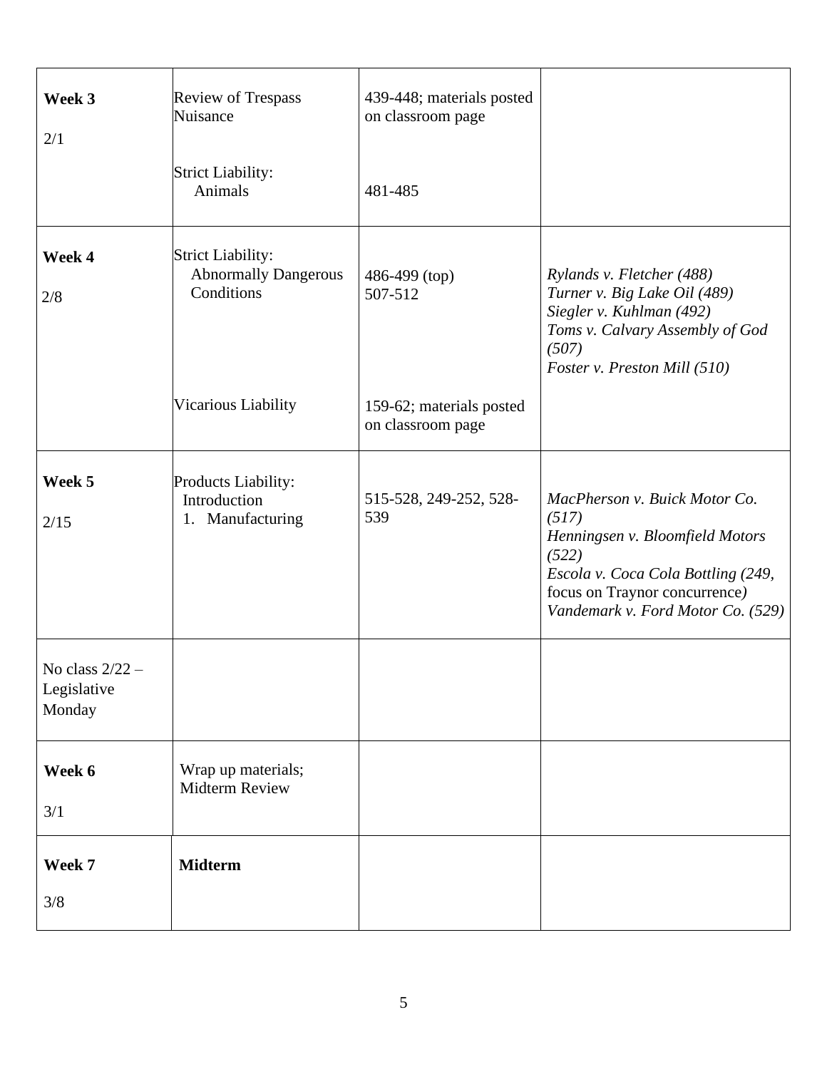| **Week 3**<br><br>2/1 | Review of Trespass<br>Nuisance<br><br>Strict Liability:<br>Animals | 439-448; materials posted on classroom page<br><br>481-485 | |
|---|---|---|---|
| **Week 4**<br><br>2/8 | Strict Liability:<br>Abnormally Dangerous Conditions<br><br>Vicarious Liability | 486-499 (top)<br>507-512<br><br>159-62; materials posted on classroom page | *Rylands v. Fletcher (488)*<br>*Turner v. Big Lake Oil (489)*<br>*Siegler v. Kuhlman (492)*<br>*Toms v. Calvary Assembly of God (507)*<br>*Foster v. Preston Mill (510)* |
| **Week 5**<br><br>2/15 | Products Liability:<br>Introduction<br>1. Manufacturing | 515-528, 249-252, 528-539 | *MacPherson v. Buick Motor Co. (517)*<br>*Henningsen v. Bloomfield Motors (522)*<br>*Escola v. Coca Cola Bottling (249,* focus on Traynor concurrence*)*<br>*Vandemark v. Ford Motor Co. (529)* |
| No class 2/22 – Legislative Monday | | | |
| **Week 6**<br><br>3/1 | Wrap up materials;<br>Midterm Review | | |
| **Week 7**<br><br>3/8 | **Midterm** | | |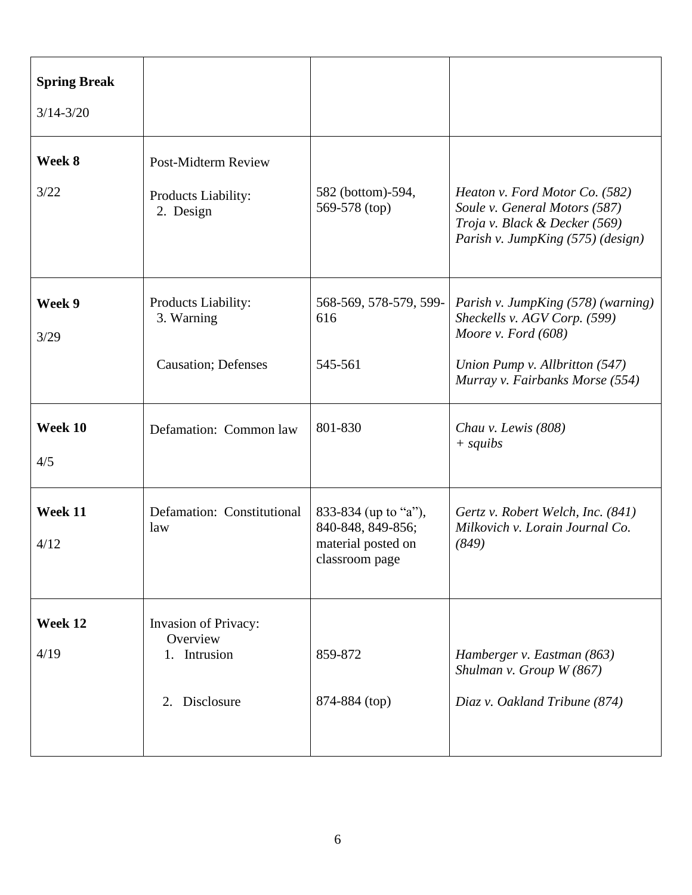| **Spring Break** 3/14-3/20 | | | |
|---|---|---|---|
| **Week 8** 3/22 | Post-Midterm Review<br>Products Liability:<br>2. Design | 582 (bottom)-594, 569-578 (top) | *Heaton v. Ford Motor Co. (582)*<br>*Soule v. General Motors (587)*<br>*Troja v. Black & Decker (569)*<br>*Parish v. JumpKing (575) (design)* |
| **Week 9** 3/29 | Products Liability:<br>3. Warning<br><br>Causation; Defenses | 568-569, 578-579, 599-616<br><br>545-561 | *Parish v. JumpKing (578) (warning)*<br>*Sheckells v. AGV Corp. (599)*<br>*Moore v. Ford (608)*<br><br>*Union Pump v. Allbritton (547)*<br>*Murray v. Fairbanks Morse (554)* |
| **Week 10** 4/5 | Defamation: Common law | 801-830 | *Chau v. Lewis (808)*<br>*+ squibs* |
| **Week 11** 4/12 | Defamation: Constitutional law | 833-834 (up to "a"), 840-848, 849-856; material posted on classroom page | *Gertz v. Robert Welch, Inc. (841)*<br>*Milkovich v. Lorain Journal Co. (849)* |
| **Week 12** 4/19 | Invasion of Privacy: Overview<br>1. Intrusion<br><br>2. Disclosure | 859-872<br><br>874-884 (top) | *Hamberger v. Eastman (863)*<br>*Shulman v. Group W (867)*<br><br>*Diaz v. Oakland Tribune (874)* |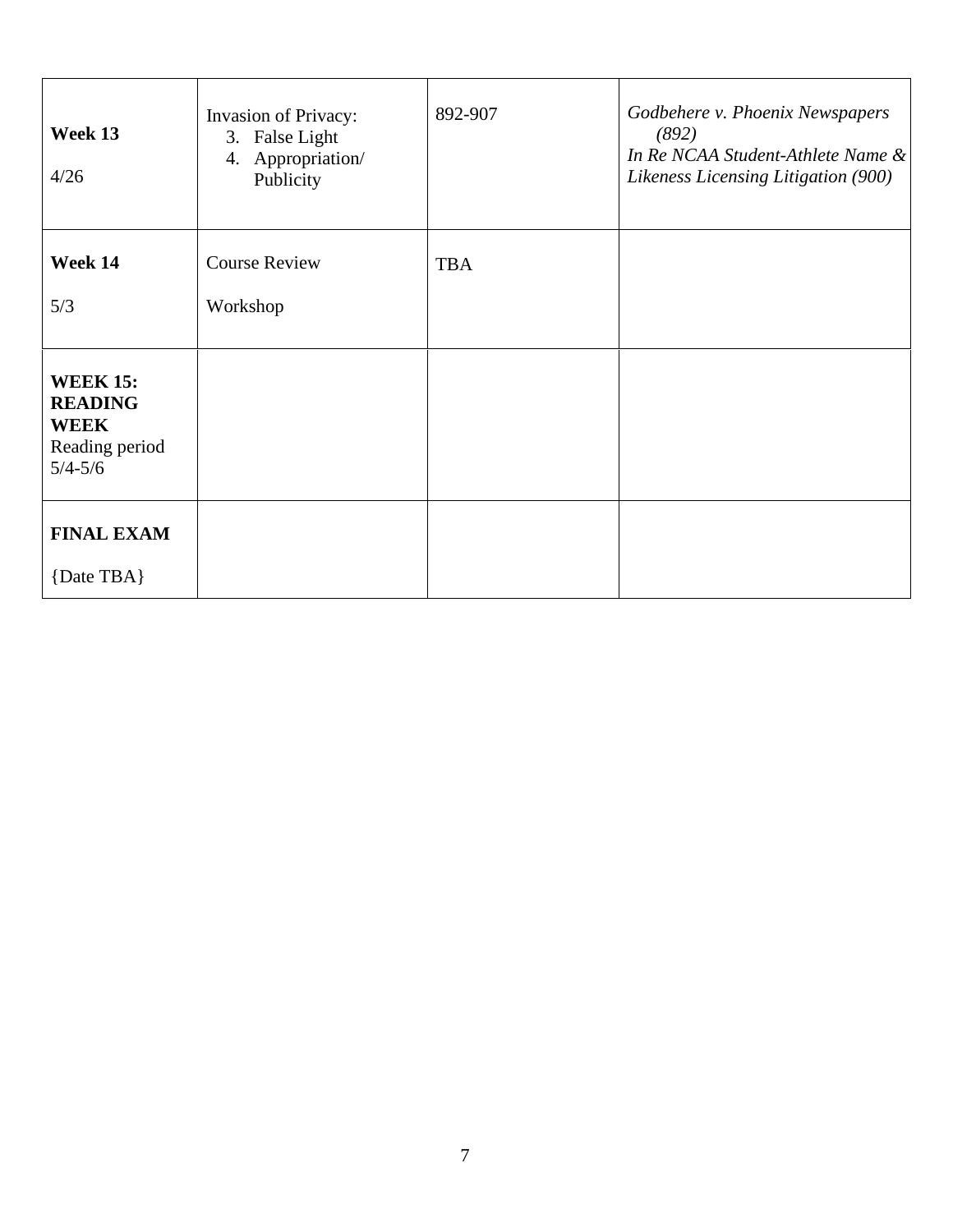| **Week 13**<br><br>4/26 | Invasion of Privacy:<br>3. False Light<br>4. Appropriation/ Publicity | 892-907 | *Godbehere v. Phoenix Newspapers (892)*<br>*In Re NCAA Student-Athlete Name & Likeness Licensing Litigation (900)* |
|---|---|---|---|
| **Week 14**<br><br>5/3 | Course Review<br><br>Workshop | TBA | |
| **WEEK 15: READING WEEK**<br>Reading period 5/4-5/6 | | | |
| **FINAL EXAM**<br><br>{Date TBA} | | | |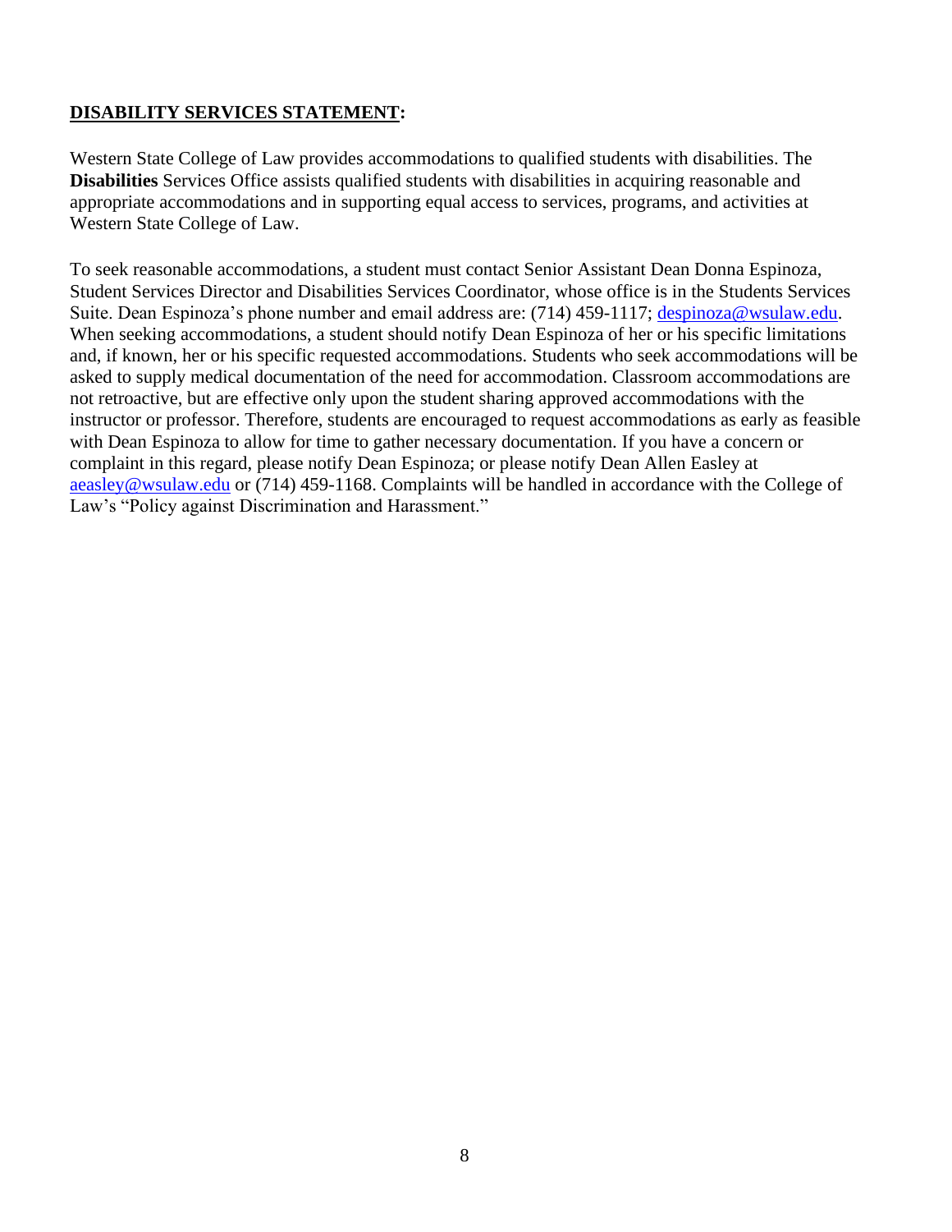**DISABILITY SERVICES STATEMENT:**

Western State College of Law provides accommodations to qualified students with disabilities. The **Disabilities** Services Office assists qualified students with disabilities in acquiring reasonable and appropriate accommodations and in supporting equal access to services, programs, and activities at Western State College of Law.

To seek reasonable accommodations, a student must contact Senior Assistant Dean Donna Espinoza, Student Services Director and Disabilities Services Coordinator, whose office is in the Students Services Suite. Dean Espinoza's phone number and email address are: (714) 459-1117; despinoza@wsulaw.edu. When seeking accommodations, a student should notify Dean Espinoza of her or his specific limitations and, if known, her or his specific requested accommodations. Students who seek accommodations will be asked to supply medical documentation of the need for accommodation. Classroom accommodations are not retroactive, but are effective only upon the student sharing approved accommodations with the instructor or professor. Therefore, students are encouraged to request accommodations as early as feasible with Dean Espinoza to allow for time to gather necessary documentation. If you have a concern or complaint in this regard, please notify Dean Espinoza; or please notify Dean Allen Easley at aeasley@wsulaw.edu or (714) 459-1168. Complaints will be handled in accordance with the College of Law's "Policy against Discrimination and Harassment."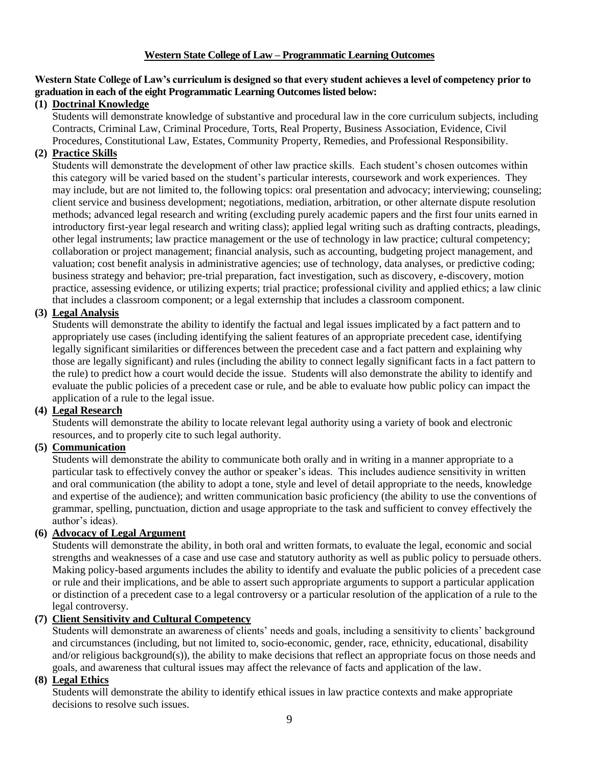# Western State College of Law – Programmatic Learning Outcomes

**Western State College of Law's curriculum is designed so that every student achieves a level of competency prior to graduation in each of the eight Programmatic Learning Outcomes listed below:**

**(1) Doctrinal Knowledge**

Students will demonstrate knowledge of substantive and procedural law in the core curriculum subjects, including Contracts, Criminal Law, Criminal Procedure, Torts, Real Property, Business Association, Evidence, Civil Procedures, Constitutional Law, Estates, Community Property, Remedies, and Professional Responsibility.

**(2) Practice Skills**

Students will demonstrate the development of other law practice skills. Each student's chosen outcomes within this category will be varied based on the student's particular interests, coursework and work experiences. They may include, but are not limited to, the following topics: oral presentation and advocacy; interviewing; counseling; client service and business development; negotiations, mediation, arbitration, or other alternate dispute resolution methods; advanced legal research and writing (excluding purely academic papers and the first four units earned in introductory first-year legal research and writing class); applied legal writing such as drafting contracts, pleadings, other legal instruments; law practice management or the use of technology in law practice; cultural competency; collaboration or project management; financial analysis, such as accounting, budgeting project management, and valuation; cost benefit analysis in administrative agencies; use of technology, data analyses, or predictive coding; business strategy and behavior; pre-trial preparation, fact investigation, such as discovery, e-discovery, motion practice, assessing evidence, or utilizing experts; trial practice; professional civility and applied ethics; a law clinic that includes a classroom component; or a legal externship that includes a classroom component.

**(3) Legal Analysis**

Students will demonstrate the ability to identify the factual and legal issues implicated by a fact pattern and to appropriately use cases (including identifying the salient features of an appropriate precedent case, identifying legally significant similarities or differences between the precedent case and a fact pattern and explaining why those are legally significant) and rules (including the ability to connect legally significant facts in a fact pattern to the rule) to predict how a court would decide the issue. Students will also demonstrate the ability to identify and evaluate the public policies of a precedent case or rule, and be able to evaluate how public policy can impact the application of a rule to the legal issue.

**(4) Legal Research**

Students will demonstrate the ability to locate relevant legal authority using a variety of book and electronic resources, and to properly cite to such legal authority.

**(5) Communication**

Students will demonstrate the ability to communicate both orally and in writing in a manner appropriate to a particular task to effectively convey the author or speaker's ideas. This includes audience sensitivity in written and oral communication (the ability to adopt a tone, style and level of detail appropriate to the needs, knowledge and expertise of the audience); and written communication basic proficiency (the ability to use the conventions of grammar, spelling, punctuation, diction and usage appropriate to the task and sufficient to convey effectively the author's ideas).

**(6) Advocacy of Legal Argument**

Students will demonstrate the ability, in both oral and written formats, to evaluate the legal, economic and social strengths and weaknesses of a case and use case and statutory authority as well as public policy to persuade others. Making policy-based arguments includes the ability to identify and evaluate the public policies of a precedent case or rule and their implications, and be able to assert such appropriate arguments to support a particular application or distinction of a precedent case to a legal controversy or a particular resolution of the application of a rule to the legal controversy.

**(7) Client Sensitivity and Cultural Competency**

Students will demonstrate an awareness of clients' needs and goals, including a sensitivity to clients' background and circumstances (including, but not limited to, socio-economic, gender, race, ethnicity, educational, disability and/or religious background(s)), the ability to make decisions that reflect an appropriate focus on those needs and goals, and awareness that cultural issues may affect the relevance of facts and application of the law.

**(8) Legal Ethics**

Students will demonstrate the ability to identify ethical issues in law practice contexts and make appropriate decisions to resolve such issues.